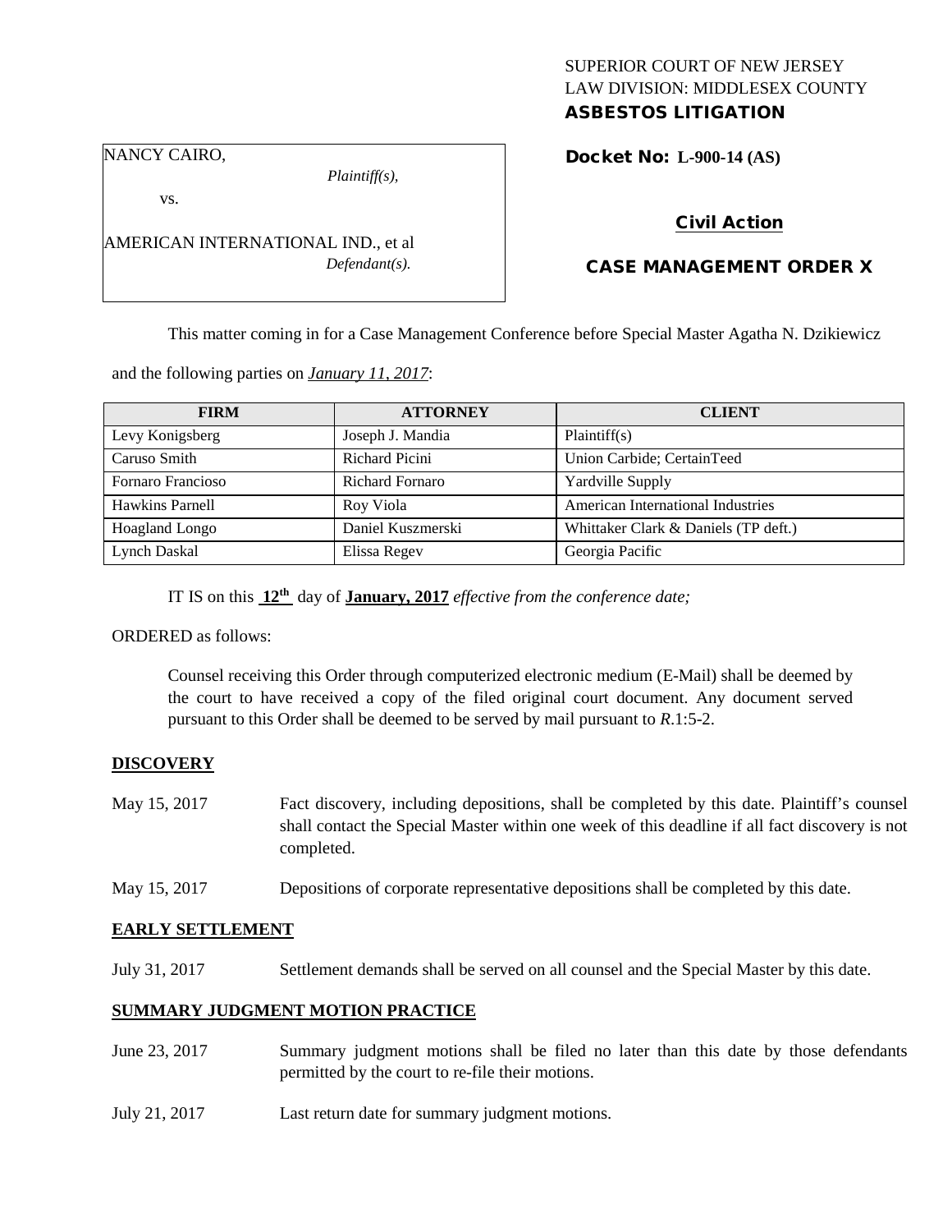SUPERIOR COURT OF NEW JERSEY
LAW DIVISION: MIDDLESEX COUNTY
**ASBESTOS LITIGATION**

NANCY CAIRO,
*Plaintiff(s),*
vs.
AMERICAN INTERNATIONAL IND., et al
*Defendant(s).*

**Docket No: L-900-14 (AS)**

**Civil Action**

**CASE MANAGEMENT ORDER X**

This matter coming in for a Case Management Conference before Special Master Agatha N. Dzikiewicz and the following parties on ***January 11, 2017***:

| FIRM | ATTORNEY | CLIENT |
|---|---|---|
| Levy Konigsberg | Joseph J. Mandia | Plaintiff(s) |
| Caruso Smith | Richard Picini | Union Carbide; CertainTeed |
| Fornaro Francioso | Richard Fornaro | Yardville Supply |
| Hawkins Parnell | Roy Viola | American International Industries |
| Hoagland Longo | Daniel Kuszmerski | Whittaker Clark & Daniels (TP deft.) |
| Lynch Daskal | Elissa Regev | Georgia Pacific |

IT IS on this **12th** day of **January, 2017** *effective from the conference date;*

ORDERED as follows:

Counsel receiving this Order through computerized electronic medium (E-Mail) shall be deemed by the court to have received a copy of the filed original court document. Any document served pursuant to this Order shall be deemed to be served by mail pursuant to *R*.1:5-2.

## DISCOVERY

May 15, 2017 Fact discovery, including depositions, shall be completed by this date. Plaintiff's counsel shall contact the Special Master within one week of this deadline if all fact discovery is not completed.

May 15, 2017 Depositions of corporate representative depositions shall be completed by this date.

## EARLY SETTLEMENT

July 31, 2017 Settlement demands shall be served on all counsel and the Special Master by this date.

## SUMMARY JUDGMENT MOTION PRACTICE

June 23, 2017 Summary judgment motions shall be filed no later than this date by those defendants permitted by the court to re-file their motions.

July 21, 2017 Last return date for summary judgment motions.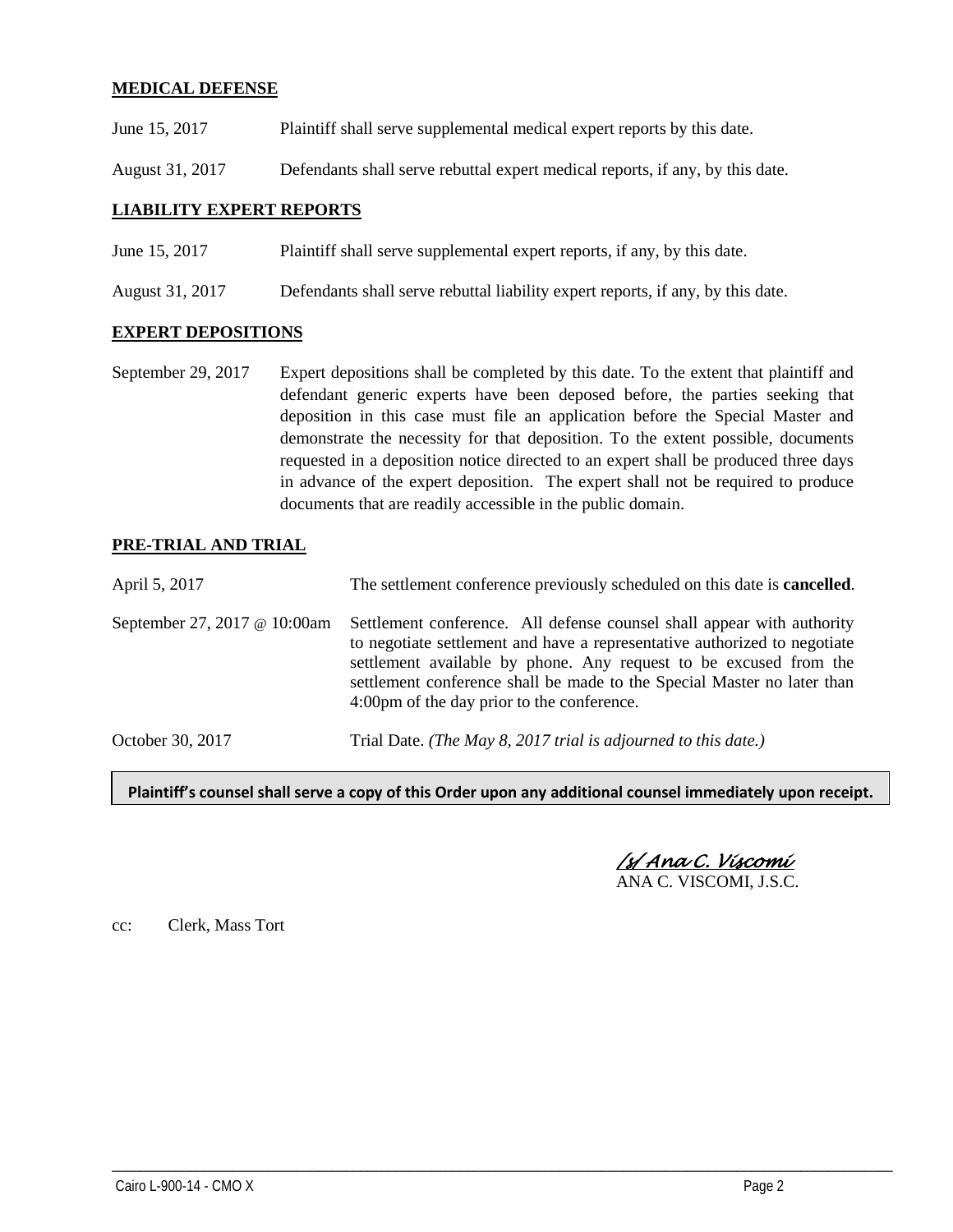**MEDICAL DEFENSE**

| | |
|---|---|
| June 15, 2017 | Plaintiff shall serve supplemental medical expert reports by this date. |
| August 31, 2017 | Defendants shall serve rebuttal expert medical reports, if any, by this date. |

**LIABILITY EXPERT REPORTS**

| | |
|---|---|
| June 15, 2017 | Plaintiff shall serve supplemental expert reports, if any, by this date. |
| August 31, 2017 | Defendants shall serve rebuttal liability expert reports, if any, by this date. |

**EXPERT DEPOSITIONS**

| | |
|---|---|
| September 29, 2017 | Expert depositions shall be completed by this date. To the extent that plaintiff and defendant generic experts have been deposed before, the parties seeking that deposition in this case must file an application before the Special Master and demonstrate the necessity for that deposition. To the extent possible, documents requested in a deposition notice directed to an expert shall be produced three days in advance of the expert deposition. The expert shall not be required to produce documents that are readily accessible in the public domain. |

**PRE-TRIAL AND TRIAL**

| | |
|---|---|
| April 5, 2017 | The settlement conference previously scheduled on this date is **cancelled**. |
| September 27, 2017 @ 10:00am | Settlement conference. All defense counsel shall appear with authority to negotiate settlement and have a representative authorized to negotiate settlement available by phone. Any request to be excused from the settlement conference shall be made to the Special Master no later than 4:00pm of the day prior to the conference. |
| October 30, 2017 | Trial Date. *(The May 8, 2017 trial is adjourned to this date.)* |

**Plaintiff's counsel shall serve a copy of this Order upon any additional counsel immediately upon receipt.**

*/s/ Ana C. Viscomi*
ANA C. VISCOMI, J.S.C.

cc: Clerk, Mass Tort

Cairo L-900-14 - CMO X